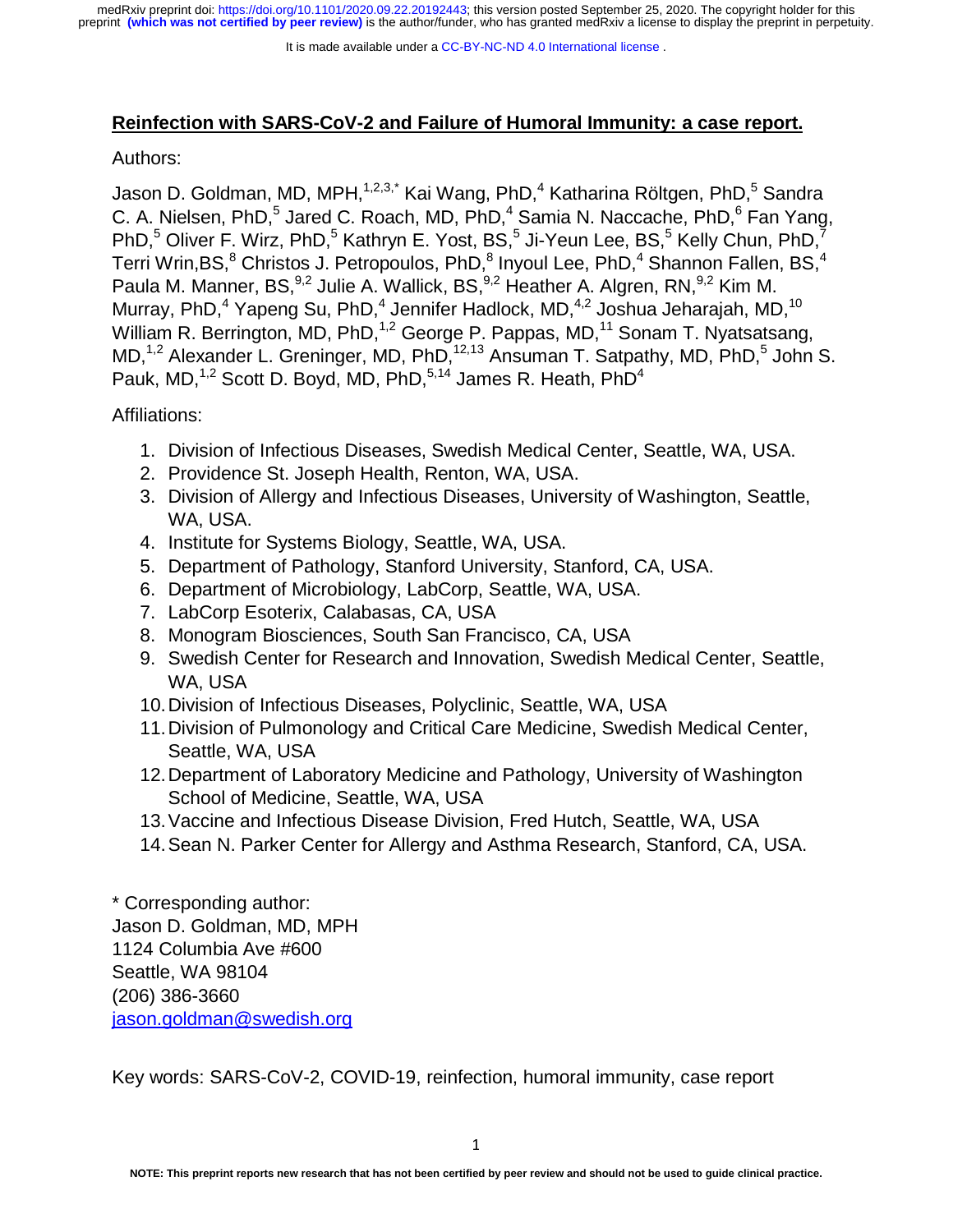# Reinfection with SARS-CoV-2 and Failure of Humoral Immunity: a case report.

Authors:

Jason D. Goldman, MD, MPH,[1,2,3,*] Kai Wang, PhD,[4] Katharina Röltgen, PhD,[5] Sandra C. A. Nielsen, PhD,[5] Jared C. Roach, MD, PhD,[4] Samia N. Naccache, PhD,[6] Fan Yang, PhD,[5] Oliver F. Wirz, PhD,[5] Kathryn E. Yost, BS,[5] Ji-Yeun Lee, BS,[5] Kelly Chun, PhD,[7] Terri Wrin,BS,[8] Christos J. Petropoulos, PhD,[8] Inyoul Lee, PhD,[4] Shannon Fallen, BS,[4] Paula M. Manner, BS,[9,2] Julie A. Wallick, BS,[9,2] Heather A. Algren, RN,[9,2] Kim M. Murray, PhD,[4] Yapeng Su, PhD,[4] Jennifer Hadlock, MD,[4,2] Joshua Jeharajah, MD,[10] William R. Berrington, MD, PhD,[1,2] George P. Pappas, MD,[11] Sonam T. Nyatsatsang, MD,[1,2] Alexander L. Greninger, MD, PhD,[12,13] Ansuman T. Satpathy, MD, PhD,[5] John S. Pauk, MD,[1,2] Scott D. Boyd, MD, PhD,[5,14] James R. Heath, PhD[4]

Affiliations:

1. Division of Infectious Diseases, Swedish Medical Center, Seattle, WA, USA.
2. Providence St. Joseph Health, Renton, WA, USA.
3. Division of Allergy and Infectious Diseases, University of Washington, Seattle, WA, USA.
4. Institute for Systems Biology, Seattle, WA, USA.
5. Department of Pathology, Stanford University, Stanford, CA, USA.
6. Department of Microbiology, LabCorp, Seattle, WA, USA.
7. LabCorp Esoterix, Calabasas, CA, USA
8. Monogram Biosciences, South San Francisco, CA, USA
9. Swedish Center for Research and Innovation, Swedish Medical Center, Seattle, WA, USA
10. Division of Infectious Diseases, Polyclinic, Seattle, WA, USA
11. Division of Pulmonology and Critical Care Medicine, Swedish Medical Center, Seattle, WA, USA
12. Department of Laboratory Medicine and Pathology, University of Washington School of Medicine, Seattle, WA, USA
13. Vaccine and Infectious Disease Division, Fred Hutch, Seattle, WA, USA
14. Sean N. Parker Center for Allergy and Asthma Research, Stanford, CA, USA.

\* Corresponding author:
Jason D. Goldman, MD, MPH
1124 Columbia Ave #600
Seattle, WA 98104
(206) 386-3660
jason.goldman@swedish.org

Key words: SARS-CoV-2, COVID-19, reinfection, humoral immunity, case report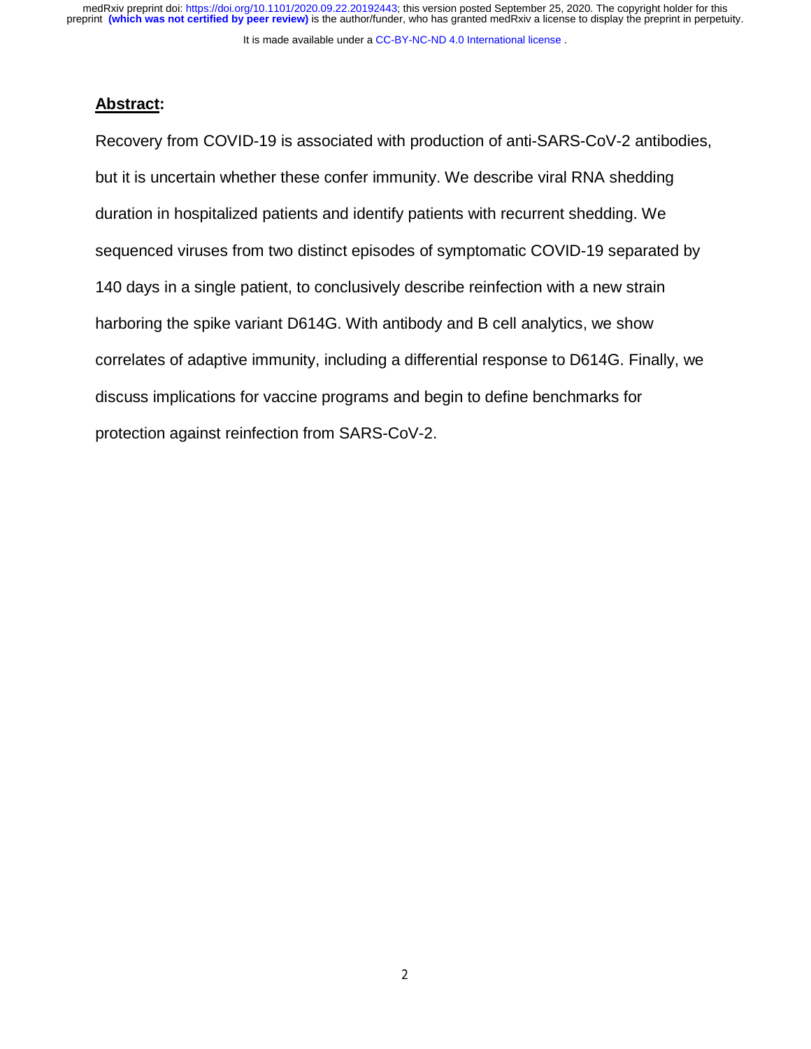**Abstract:**

Recovery from COVID-19 is associated with production of anti-SARS-CoV-2 antibodies, but it is uncertain whether these confer immunity. We describe viral RNA shedding duration in hospitalized patients and identify patients with recurrent shedding. We sequenced viruses from two distinct episodes of symptomatic COVID-19 separated by 140 days in a single patient, to conclusively describe reinfection with a new strain harboring the spike variant D614G. With antibody and B cell analytics, we show correlates of adaptive immunity, including a differential response to D614G. Finally, we discuss implications for vaccine programs and begin to define benchmarks for protection against reinfection from SARS-CoV-2.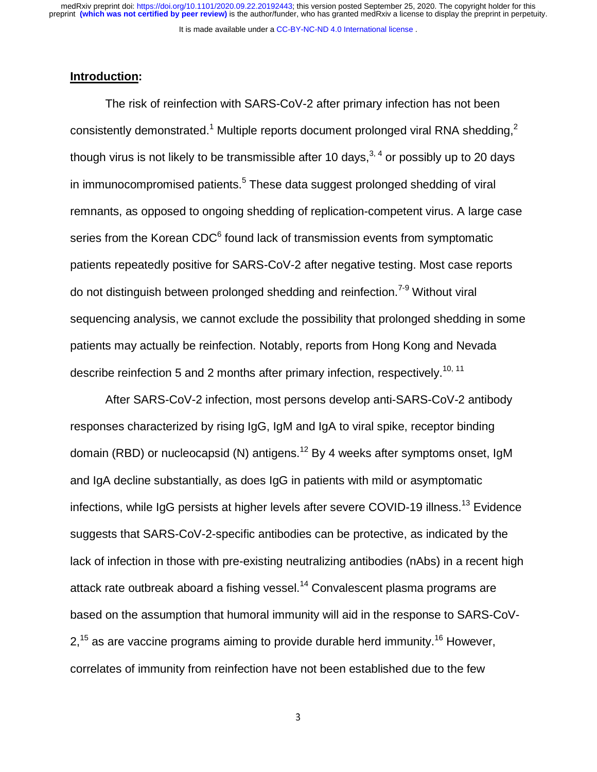## Introduction:

The risk of reinfection with SARS-CoV-2 after primary infection has not been consistently demonstrated.[1] Multiple reports document prolonged viral RNA shedding,[2] though virus is not likely to be transmissible after 10 days,[3, 4] or possibly up to 20 days in immunocompromised patients.[5] These data suggest prolonged shedding of viral remnants, as opposed to ongoing shedding of replication-competent virus. A large case series from the Korean CDC[6] found lack of transmission events from symptomatic patients repeatedly positive for SARS-CoV-2 after negative testing. Most case reports do not distinguish between prolonged shedding and reinfection.[7-9] Without viral sequencing analysis, we cannot exclude the possibility that prolonged shedding in some patients may actually be reinfection. Notably, reports from Hong Kong and Nevada describe reinfection 5 and 2 months after primary infection, respectively.[10, 11]

After SARS-CoV-2 infection, most persons develop anti-SARS-CoV-2 antibody responses characterized by rising IgG, IgM and IgA to viral spike, receptor binding domain (RBD) or nucleocapsid (N) antigens.[12] By 4 weeks after symptoms onset, IgM and IgA decline substantially, as does IgG in patients with mild or asymptomatic infections, while IgG persists at higher levels after severe COVID-19 illness.[13] Evidence suggests that SARS-CoV-2-specific antibodies can be protective, as indicated by the lack of infection in those with pre-existing neutralizing antibodies (nAbs) in a recent high attack rate outbreak aboard a fishing vessel.[14] Convalescent plasma programs are based on the assumption that humoral immunity will aid in the response to SARS-CoV-2,[15] as are vaccine programs aiming to provide durable herd immunity.[16] However, correlates of immunity from reinfection have not been established due to the few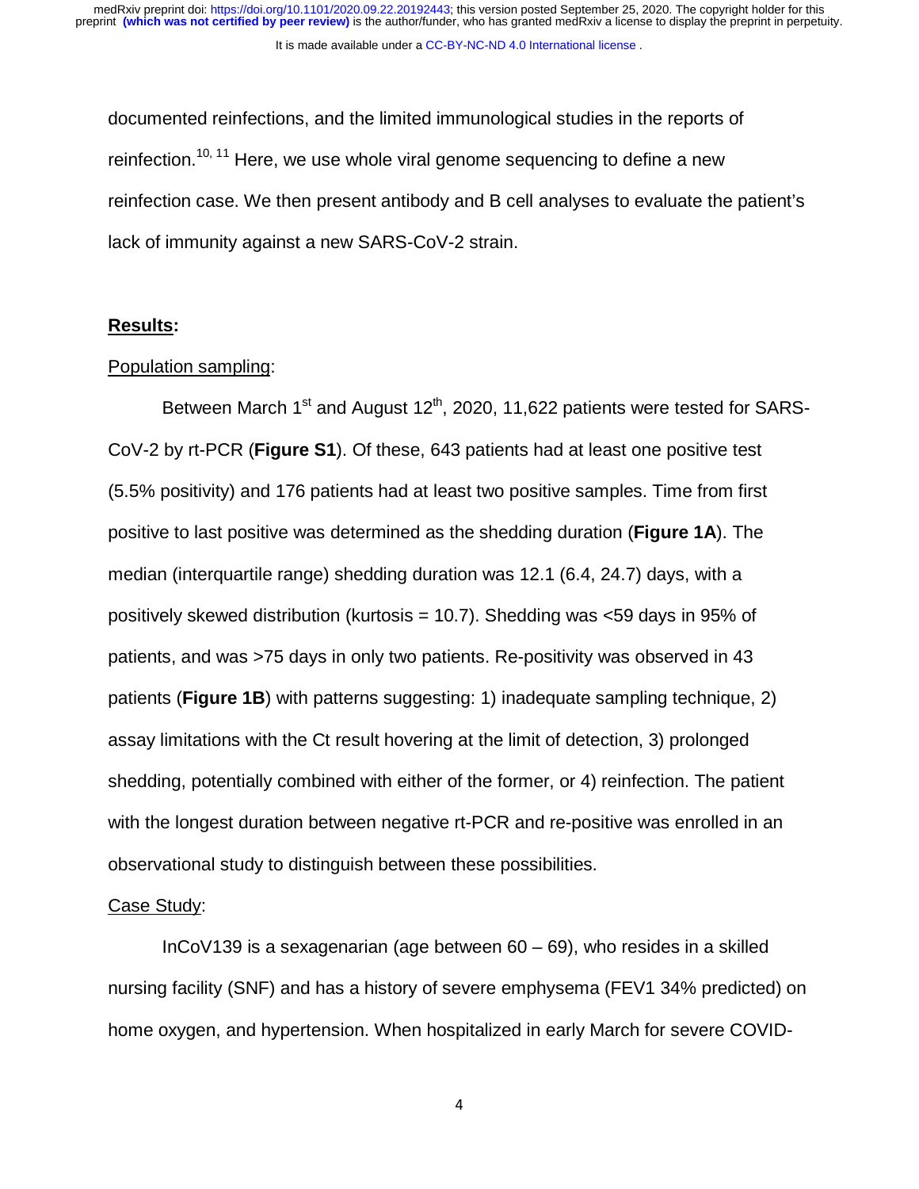documented reinfections, and the limited immunological studies in the reports of reinfection.[10, 11] Here, we use whole viral genome sequencing to define a new reinfection case. We then present antibody and B cell analyses to evaluate the patient's lack of immunity against a new SARS-CoV-2 strain.

## **Results:**

Population sampling:

Between March 1st and August 12th, 2020, 11,622 patients were tested for SARS-CoV-2 by rt-PCR (**Figure S1**). Of these, 643 patients had at least one positive test (5.5% positivity) and 176 patients had at least two positive samples. Time from first positive to last positive was determined as the shedding duration (**Figure 1A**). The median (interquartile range) shedding duration was 12.1 (6.4, 24.7) days, with a positively skewed distribution (kurtosis = 10.7). Shedding was <59 days in 95% of patients, and was >75 days in only two patients. Re-positivity was observed in 43 patients (**Figure 1B**) with patterns suggesting: 1) inadequate sampling technique, 2) assay limitations with the Ct result hovering at the limit of detection, 3) prolonged shedding, potentially combined with either of the former, or 4) reinfection. The patient with the longest duration between negative rt-PCR and re-positive was enrolled in an observational study to distinguish between these possibilities.

Case Study:

InCoV139 is a sexagenarian (age between 60 – 69), who resides in a skilled nursing facility (SNF) and has a history of severe emphysema (FEV1 34% predicted) on home oxygen, and hypertension. When hospitalized in early March for severe COVID-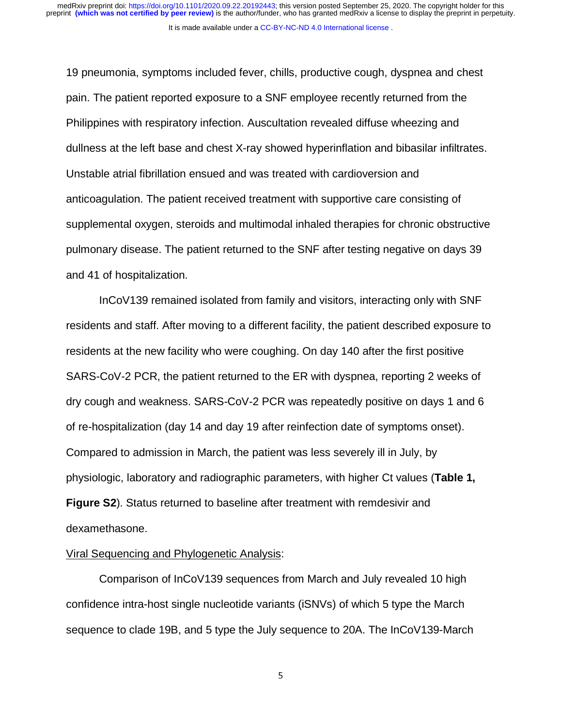19 pneumonia, symptoms included fever, chills, productive cough, dyspnea and chest pain. The patient reported exposure to a SNF employee recently returned from the Philippines with respiratory infection. Auscultation revealed diffuse wheezing and dullness at the left base and chest X-ray showed hyperinflation and bibasilar infiltrates. Unstable atrial fibrillation ensued and was treated with cardioversion and anticoagulation. The patient received treatment with supportive care consisting of supplemental oxygen, steroids and multimodal inhaled therapies for chronic obstructive pulmonary disease. The patient returned to the SNF after testing negative on days 39 and 41 of hospitalization.

InCoV139 remained isolated from family and visitors, interacting only with SNF residents and staff. After moving to a different facility, the patient described exposure to residents at the new facility who were coughing. On day 140 after the first positive SARS-CoV-2 PCR, the patient returned to the ER with dyspnea, reporting 2 weeks of dry cough and weakness. SARS-CoV-2 PCR was repeatedly positive on days 1 and 6 of re-hospitalization (day 14 and day 19 after reinfection date of symptoms onset). Compared to admission in March, the patient was less severely ill in July, by physiologic, laboratory and radiographic parameters, with higher Ct values (**Table 1, Figure S2**). Status returned to baseline after treatment with remdesivir and dexamethasone.

<u>Viral Sequencing and Phylogenetic Analysis</u>:

Comparison of InCoV139 sequences from March and July revealed 10 high confidence intra-host single nucleotide variants (iSNVs) of which 5 type the March sequence to clade 19B, and 5 type the July sequence to 20A. The InCoV139-March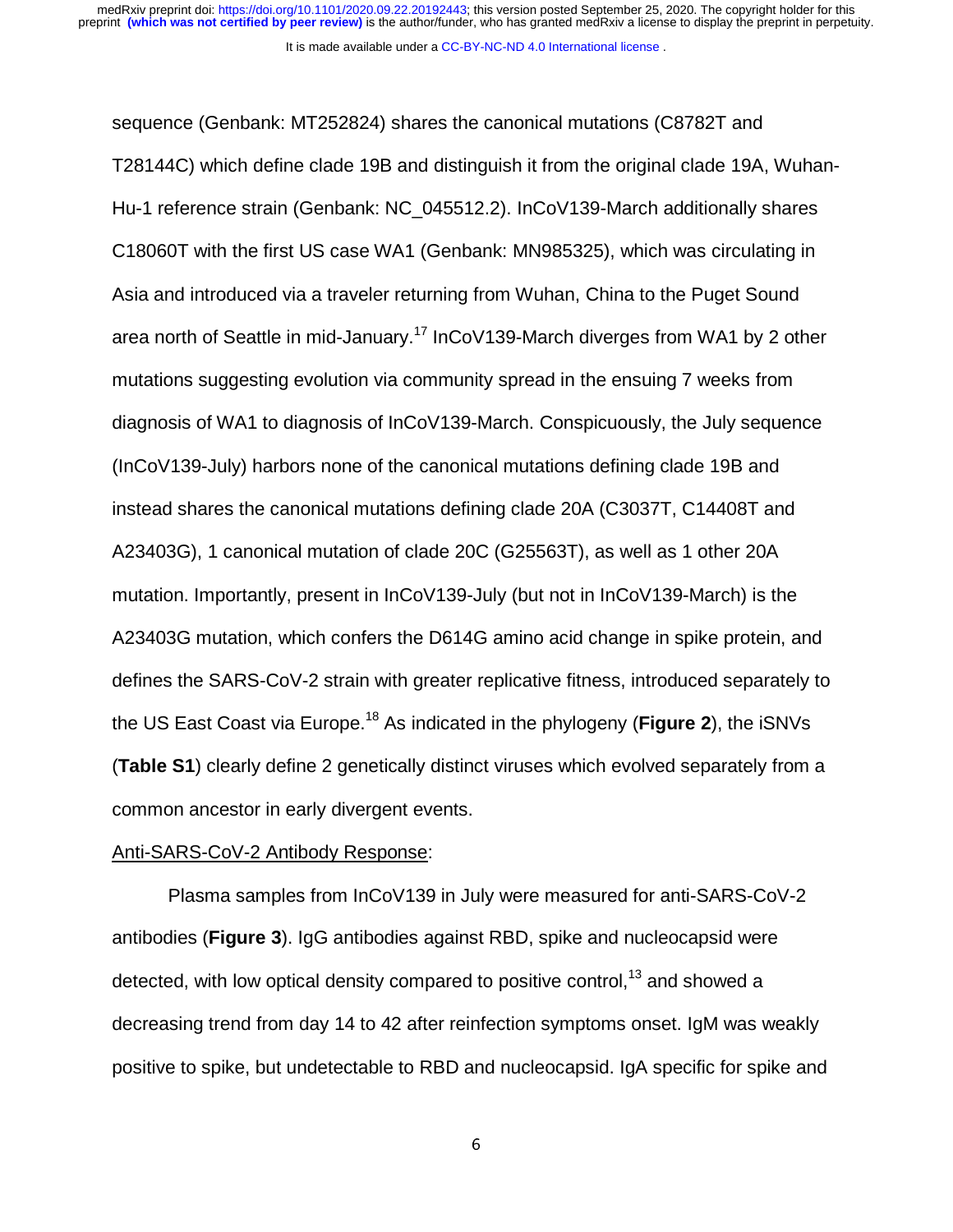sequence (Genbank: MT252824) shares the canonical mutations (C8782T and T28144C) which define clade 19B and distinguish it from the original clade 19A, Wuhan-Hu-1 reference strain (Genbank: NC_045512.2). InCoV139-March additionally shares C18060T with the first US case WA1 (Genbank: MN985325), which was circulating in Asia and introduced via a traveler returning from Wuhan, China to the Puget Sound area north of Seattle in mid-January.[17] InCoV139-March diverges from WA1 by 2 other mutations suggesting evolution via community spread in the ensuing 7 weeks from diagnosis of WA1 to diagnosis of InCoV139-March. Conspicuously, the July sequence (InCoV139-July) harbors none of the canonical mutations defining clade 19B and instead shares the canonical mutations defining clade 20A (C3037T, C14408T and A23403G), 1 canonical mutation of clade 20C (G25563T), as well as 1 other 20A mutation. Importantly, present in InCoV139-July (but not in InCoV139-March) is the A23403G mutation, which confers the D614G amino acid change in spike protein, and defines the SARS-CoV-2 strain with greater replicative fitness, introduced separately to the US East Coast via Europe.[18] As indicated in the phylogeny (**Figure 2**), the iSNVs (**Table S1**) clearly define 2 genetically distinct viruses which evolved separately from a common ancestor in early divergent events.

Anti-SARS-CoV-2 Antibody Response:

Plasma samples from InCoV139 in July were measured for anti-SARS-CoV-2 antibodies (**Figure 3**). IgG antibodies against RBD, spike and nucleocapsid were detected, with low optical density compared to positive control,[13] and showed a decreasing trend from day 14 to 42 after reinfection symptoms onset. IgM was weakly positive to spike, but undetectable to RBD and nucleocapsid. IgA specific for spike and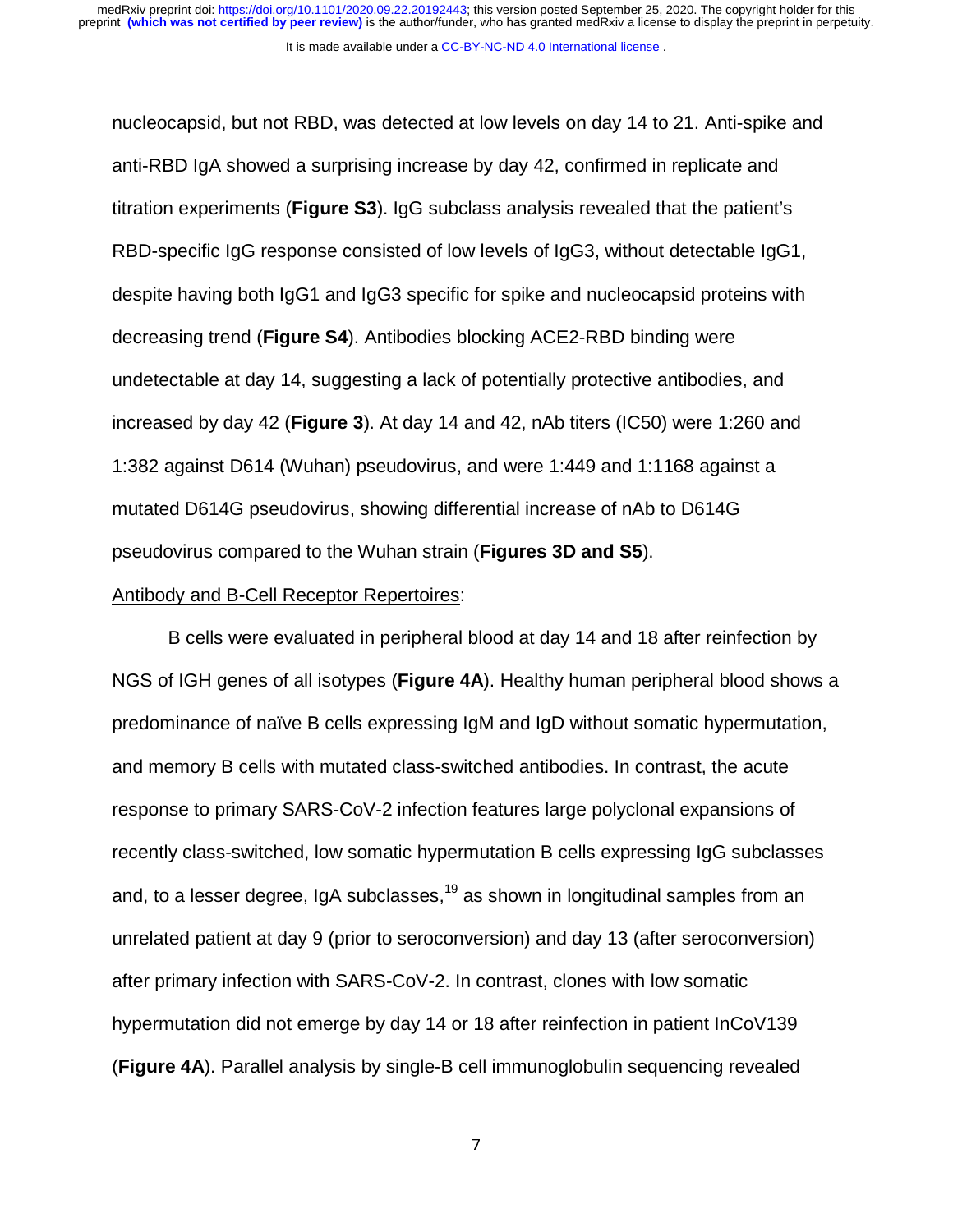nucleocapsid, but not RBD, was detected at low levels on day 14 to 21. Anti-spike and anti-RBD IgA showed a surprising increase by day 42, confirmed in replicate and titration experiments (**Figure S3**). IgG subclass analysis revealed that the patient's RBD-specific IgG response consisted of low levels of IgG3, without detectable IgG1, despite having both IgG1 and IgG3 specific for spike and nucleocapsid proteins with decreasing trend (**Figure S4**). Antibodies blocking ACE2-RBD binding were undetectable at day 14, suggesting a lack of potentially protective antibodies, and increased by day 42 (**Figure 3**). At day 14 and 42, nAb titers (IC50) were 1:260 and 1:382 against D614 (Wuhan) pseudovirus, and were 1:449 and 1:1168 against a mutated D614G pseudovirus, showing differential increase of nAb to D614G pseudovirus compared to the Wuhan strain (**Figures 3D and S5**).

Antibody and B-Cell Receptor Repertoires:

B cells were evaluated in peripheral blood at day 14 and 18 after reinfection by NGS of IGH genes of all isotypes (**Figure 4A**). Healthy human peripheral blood shows a predominance of naïve B cells expressing IgM and IgD without somatic hypermutation, and memory B cells with mutated class-switched antibodies. In contrast, the acute response to primary SARS-CoV-2 infection features large polyclonal expansions of recently class-switched, low somatic hypermutation B cells expressing IgG subclasses and, to a lesser degree, IgA subclasses,[19] as shown in longitudinal samples from an unrelated patient at day 9 (prior to seroconversion) and day 13 (after seroconversion) after primary infection with SARS-CoV-2. In contrast, clones with low somatic hypermutation did not emerge by day 14 or 18 after reinfection in patient InCoV139 (**Figure 4A**). Parallel analysis by single-B cell immunoglobulin sequencing revealed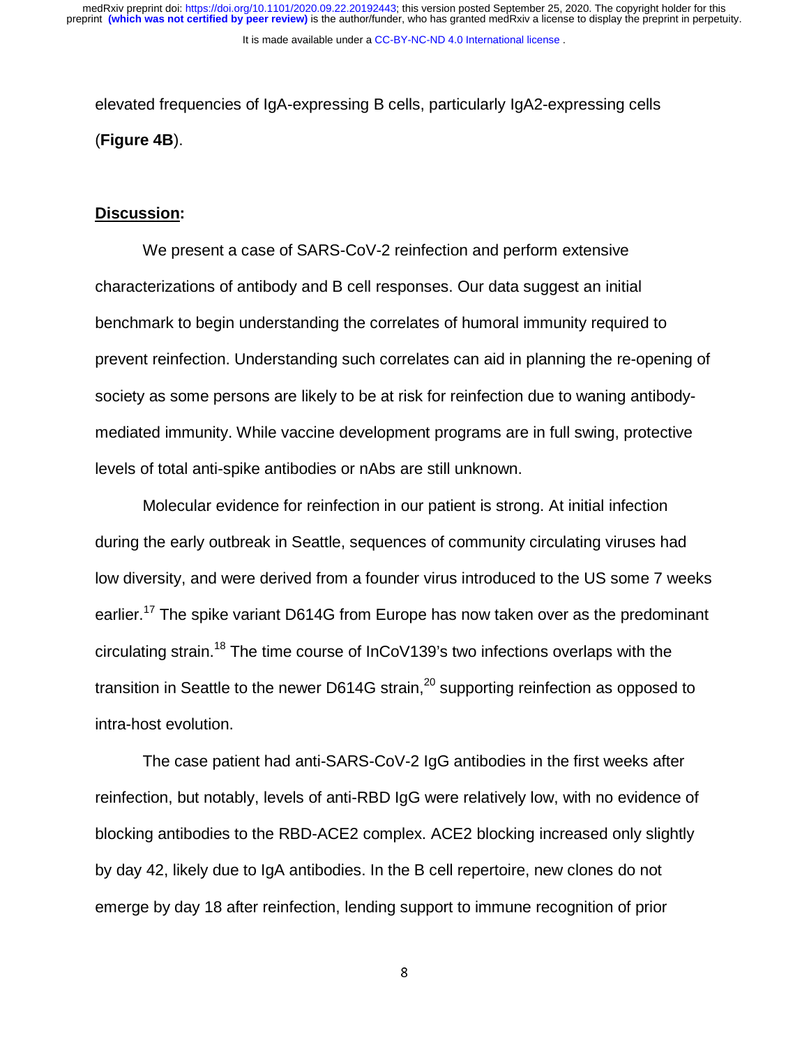elevated frequencies of IgA-expressing B cells, particularly IgA2-expressing cells (**Figure 4B**).

## Discussion:

We present a case of SARS-CoV-2 reinfection and perform extensive characterizations of antibody and B cell responses. Our data suggest an initial benchmark to begin understanding the correlates of humoral immunity required to prevent reinfection. Understanding such correlates can aid in planning the re-opening of society as some persons are likely to be at risk for reinfection due to waning antibody-mediated immunity. While vaccine development programs are in full swing, protective levels of total anti-spike antibodies or nAbs are still unknown.

Molecular evidence for reinfection in our patient is strong. At initial infection during the early outbreak in Seattle, sequences of community circulating viruses had low diversity, and were derived from a founder virus introduced to the US some 7 weeks earlier.[17] The spike variant D614G from Europe has now taken over as the predominant circulating strain.[18] The time course of InCoV139's two infections overlaps with the transition in Seattle to the newer D614G strain,[20] supporting reinfection as opposed to intra-host evolution.

The case patient had anti-SARS-CoV-2 IgG antibodies in the first weeks after reinfection, but notably, levels of anti-RBD IgG were relatively low, with no evidence of blocking antibodies to the RBD-ACE2 complex. ACE2 blocking increased only slightly by day 42, likely due to IgA antibodies. In the B cell repertoire, new clones do not emerge by day 18 after reinfection, lending support to immune recognition of prior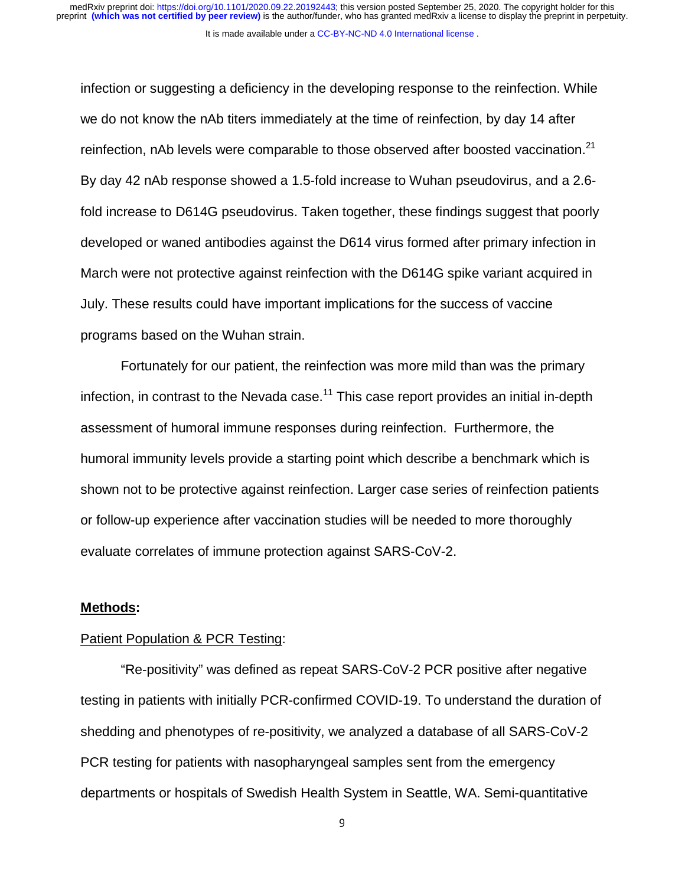infection or suggesting a deficiency in the developing response to the reinfection. While we do not know the nAb titers immediately at the time of reinfection, by day 14 after reinfection, nAb levels were comparable to those observed after boosted vaccination.[21] By day 42 nAb response showed a 1.5-fold increase to Wuhan pseudovirus, and a 2.6-fold increase to D614G pseudovirus. Taken together, these findings suggest that poorly developed or waned antibodies against the D614 virus formed after primary infection in March were not protective against reinfection with the D614G spike variant acquired in July. These results could have important implications for the success of vaccine programs based on the Wuhan strain.

Fortunately for our patient, the reinfection was more mild than was the primary infection, in contrast to the Nevada case.[11] This case report provides an initial in-depth assessment of humoral immune responses during reinfection. Furthermore, the humoral immunity levels provide a starting point which describe a benchmark which is shown not to be protective against reinfection. Larger case series of reinfection patients or follow-up experience after vaccination studies will be needed to more thoroughly evaluate correlates of immune protection against SARS-CoV-2.

## Methods:

### Patient Population & PCR Testing:

"Re-positivity" was defined as repeat SARS-CoV-2 PCR positive after negative testing in patients with initially PCR-confirmed COVID-19. To understand the duration of shedding and phenotypes of re-positivity, we analyzed a database of all SARS-CoV-2 PCR testing for patients with nasopharyngeal samples sent from the emergency departments or hospitals of Swedish Health System in Seattle, WA. Semi-quantitative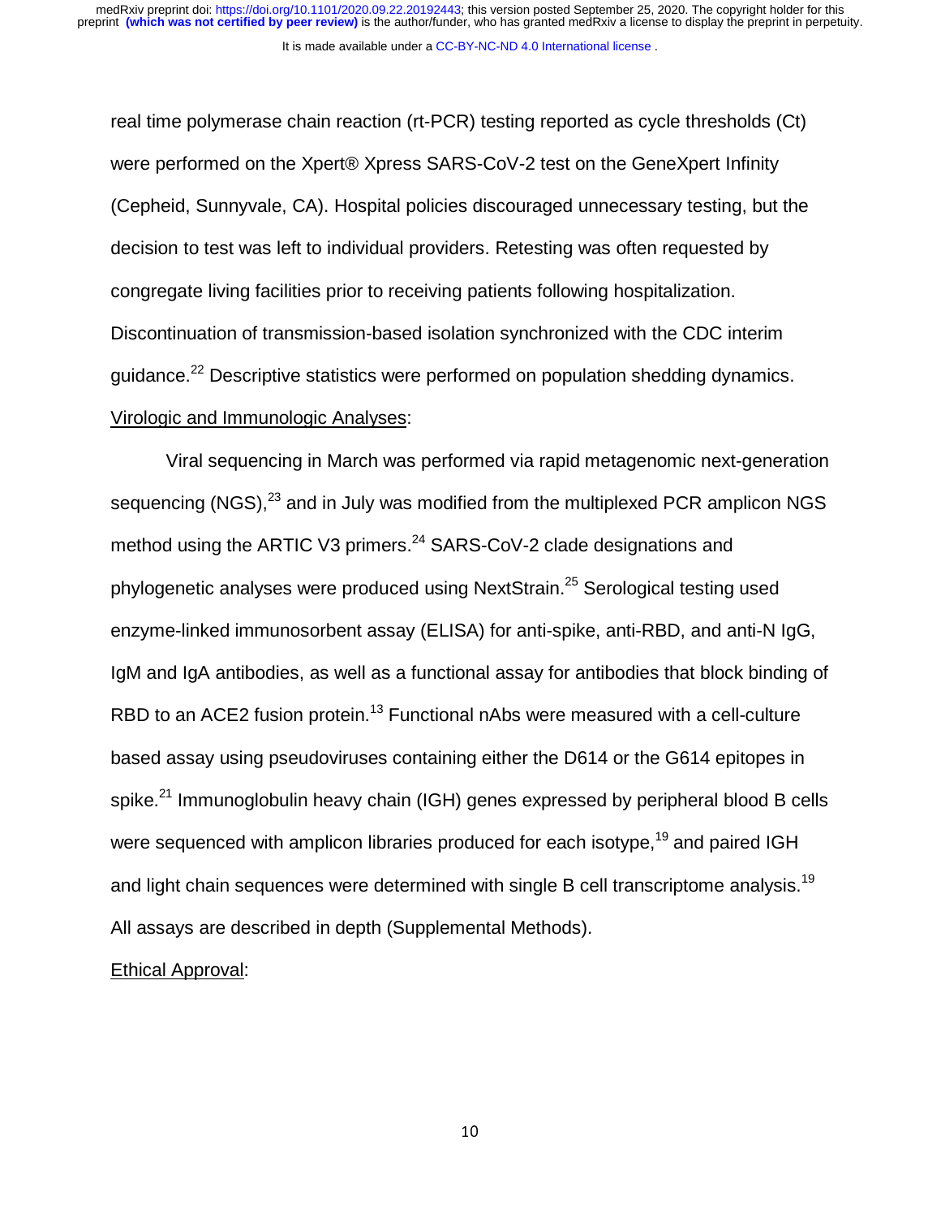real time polymerase chain reaction (rt-PCR) testing reported as cycle thresholds (Ct) were performed on the Xpert® Xpress SARS-CoV-2 test on the GeneXpert Infinity (Cepheid, Sunnyvale, CA). Hospital policies discouraged unnecessary testing, but the decision to test was left to individual providers. Retesting was often requested by congregate living facilities prior to receiving patients following hospitalization. Discontinuation of transmission-based isolation synchronized with the CDC interim guidance.[22] Descriptive statistics were performed on population shedding dynamics.

Virologic and Immunologic Analyses:

Viral sequencing in March was performed via rapid metagenomic next-generation sequencing (NGS),[23] and in July was modified from the multiplexed PCR amplicon NGS method using the ARTIC V3 primers.[24] SARS-CoV-2 clade designations and phylogenetic analyses were produced using NextStrain.[25] Serological testing used enzyme-linked immunosorbent assay (ELISA) for anti-spike, anti-RBD, and anti-N IgG, IgM and IgA antibodies, as well as a functional assay for antibodies that block binding of RBD to an ACE2 fusion protein.[13] Functional nAbs were measured with a cell-culture based assay using pseudoviruses containing either the D614 or the G614 epitopes in spike.[21] Immunoglobulin heavy chain (IGH) genes expressed by peripheral blood B cells were sequenced with amplicon libraries produced for each isotype,[19] and paired IGH and light chain sequences were determined with single B cell transcriptome analysis.[19] All assays are described in depth (Supplemental Methods).

Ethical Approval: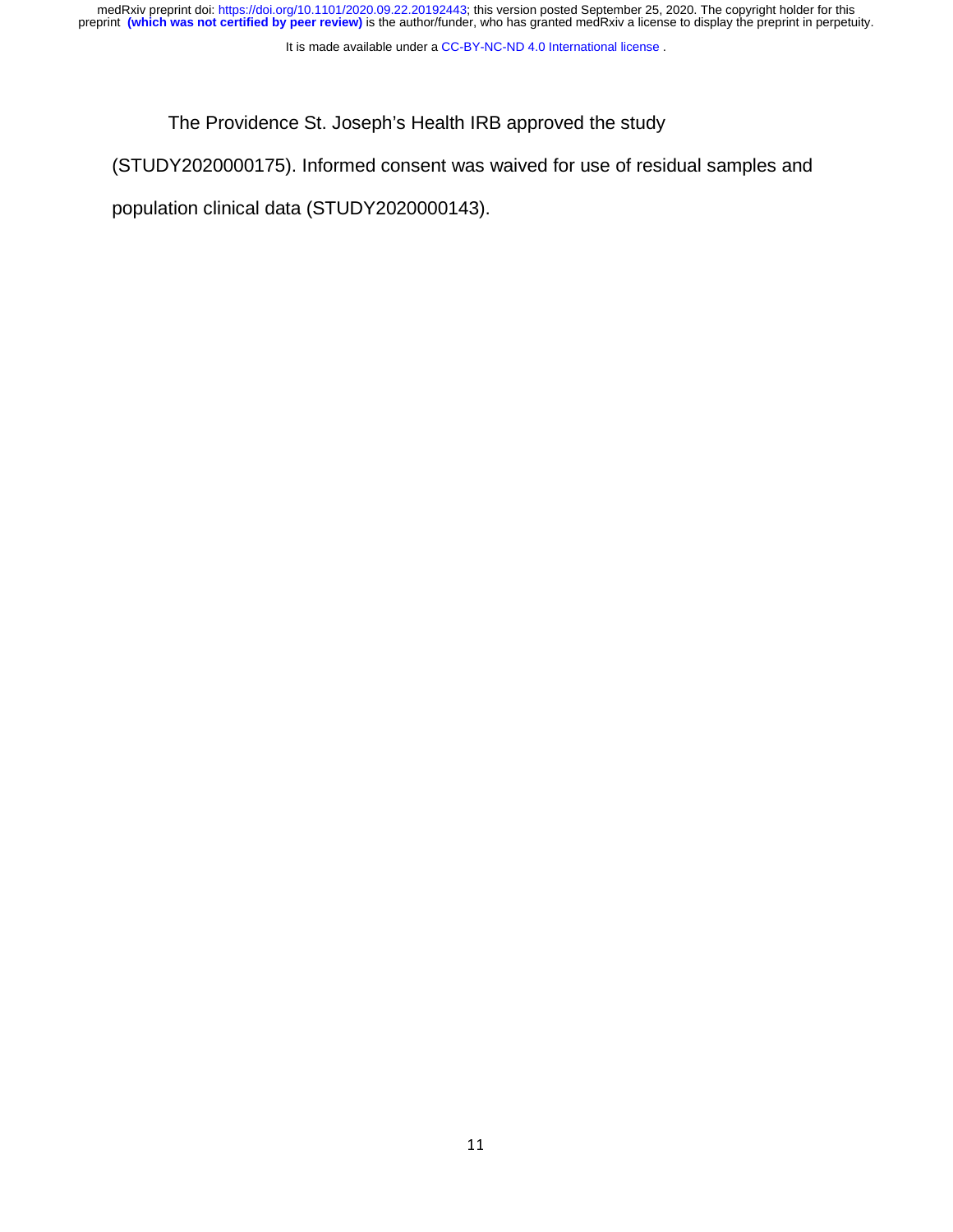The Providence St. Joseph's Health IRB approved the study (STUDY2020000175). Informed consent was waived for use of residual samples and population clinical data (STUDY2020000143).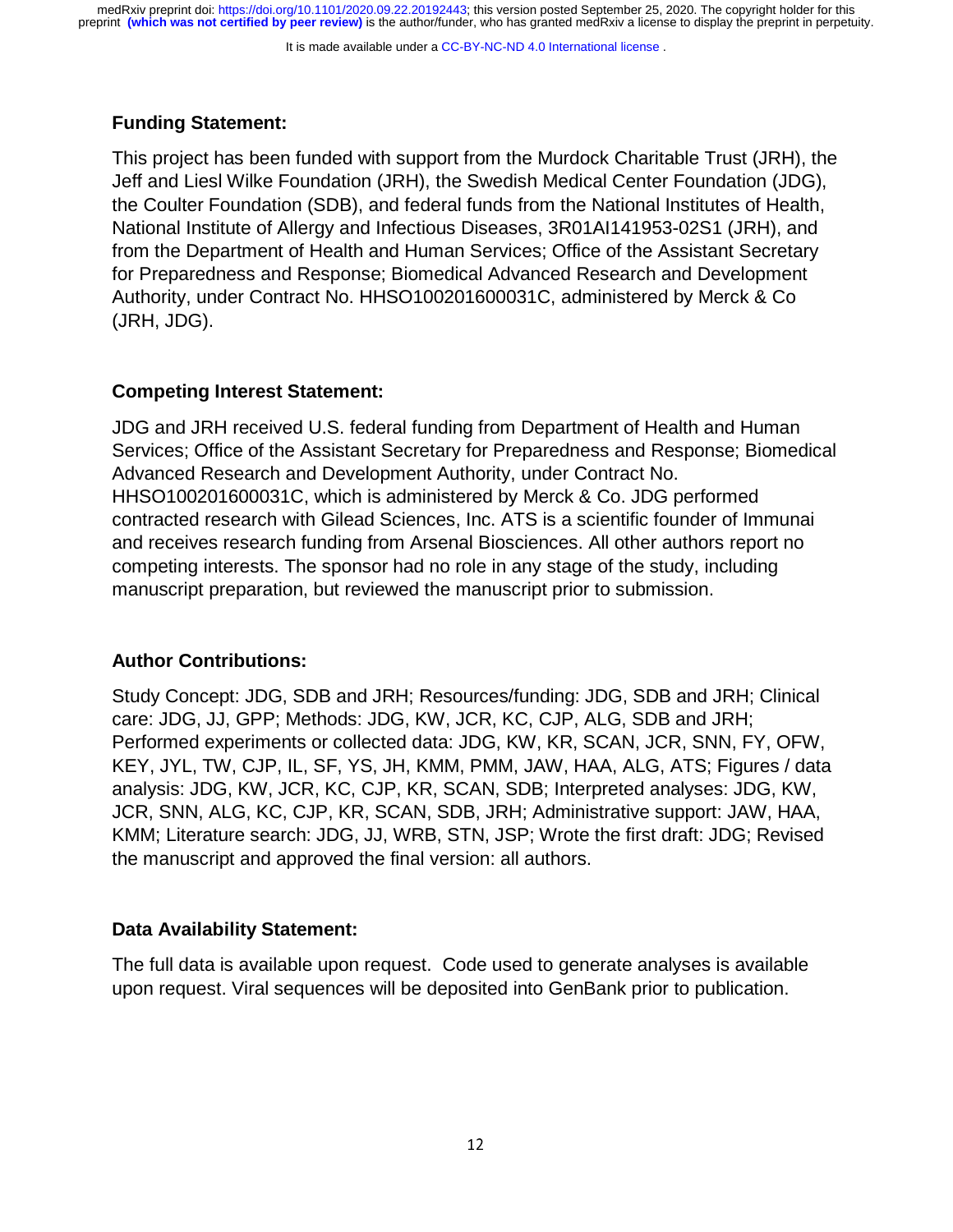**Funding Statement:**

This project has been funded with support from the Murdock Charitable Trust (JRH), the Jeff and Liesl Wilke Foundation (JRH), the Swedish Medical Center Foundation (JDG), the Coulter Foundation (SDB), and federal funds from the National Institutes of Health, National Institute of Allergy and Infectious Diseases, 3R01AI141953-02S1 (JRH), and from the Department of Health and Human Services; Office of the Assistant Secretary for Preparedness and Response; Biomedical Advanced Research and Development Authority, under Contract No. HHSO100201600031C, administered by Merck & Co (JRH, JDG).

**Competing Interest Statement:**

JDG and JRH received U.S. federal funding from Department of Health and Human Services; Office of the Assistant Secretary for Preparedness and Response; Biomedical Advanced Research and Development Authority, under Contract No. HHSO100201600031C, which is administered by Merck & Co. JDG performed contracted research with Gilead Sciences, Inc. ATS is a scientific founder of Immunai and receives research funding from Arsenal Biosciences. All other authors report no competing interests. The sponsor had no role in any stage of the study, including manuscript preparation, but reviewed the manuscript prior to submission.

**Author Contributions:**

Study Concept: JDG, SDB and JRH; Resources/funding: JDG, SDB and JRH; Clinical care: JDG, JJ, GPP; Methods: JDG, KW, JCR, KC, CJP, ALG, SDB and JRH; Performed experiments or collected data: JDG, KW, KR, SCAN, JCR, SNN, FY, OFW, KEY, JYL, TW, CJP, IL, SF, YS, JH, KMM, PMM, JAW, HAA, ALG, ATS; Figures / data analysis: JDG, KW, JCR, KC, CJP, KR, SCAN, SDB; Interpreted analyses: JDG, KW, JCR, SNN, ALG, KC, CJP, KR, SCAN, SDB, JRH; Administrative support: JAW, HAA, KMM; Literature search: JDG, JJ, WRB, STN, JSP; Wrote the first draft: JDG; Revised the manuscript and approved the final version: all authors.

**Data Availability Statement:**

The full data is available upon request. Code used to generate analyses is available upon request. Viral sequences will be deposited into GenBank prior to publication.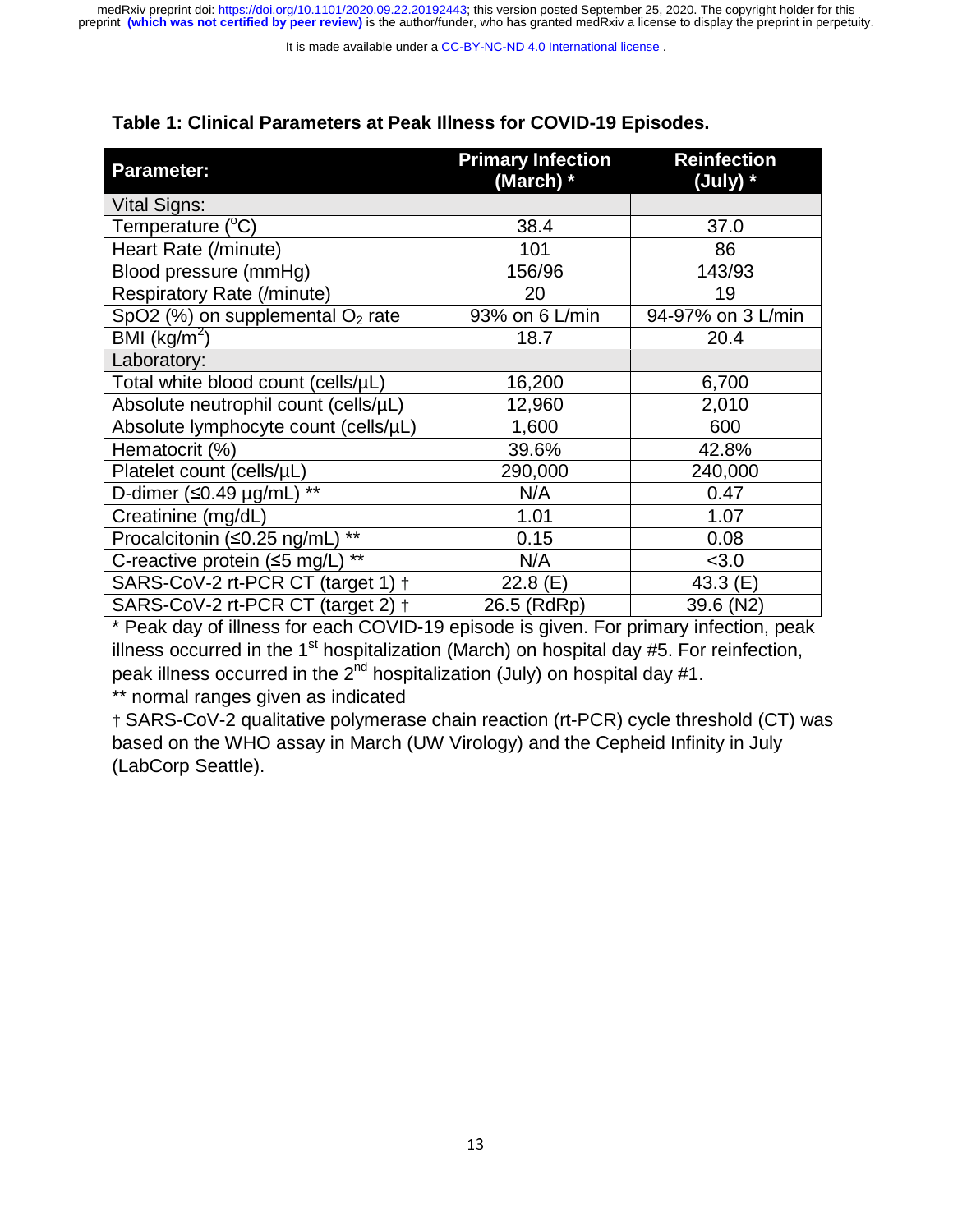**Table 1: Clinical Parameters at Peak Illness for COVID-19 Episodes.**

| Parameter: | Primary Infection (March) * | Reinfection (July) * |
|---|---|---|
| Vital Signs: | | |
| Temperature ($^oC$) | 38.4 | 37.0 |
| Heart Rate (/minute) | 101 | 86 |
| Blood pressure (mmHg) | 156/96 | 143/93 |
| Respiratory Rate (/minute) | 20 | 19 |
| SpO2 (%) on supplemental $O_2$ rate | 93% on 6 L/min | 94-97% on 3 L/min |
| BMI ($kg/m^2$) | 18.7 | 20.4 |
| Laboratory: | | |
| Total white blood count (cells/µL) | 16,200 | 6,700 |
| Absolute neutrophil count (cells/µL) | 12,960 | 2,010 |
| Absolute lymphocyte count (cells/µL) | 1,600 | 600 |
| Hematocrit (%) | 39.6% | 42.8% |
| Platelet count (cells/µL) | 290,000 | 240,000 |
| D-dimer (≤0.49 µg/mL) ** | N/A | 0.47 |
| Creatinine (mg/dL) | 1.01 | 1.07 |
| Procalcitonin (≤0.25 ng/mL) ** | 0.15 | 0.08 |
| C-reactive protein (≤5 mg/L) ** | N/A | <3.0 |
| SARS-CoV-2 rt-PCR CT (target 1) † | 22.8 (E) | 43.3 (E) |
| SARS-CoV-2 rt-PCR CT (target 2) † | 26.5 (RdRp) | 39.6 (N2) |

* Peak day of illness for each COVID-19 episode is given. For primary infection, peak illness occurred in the 1st hospitalization (March) on hospital day #5. For reinfection, peak illness occurred in the 2nd hospitalization (July) on hospital day #1.

** normal ranges given as indicated

† SARS-CoV-2 qualitative polymerase chain reaction (rt-PCR) cycle threshold (CT) was based on the WHO assay in March (UW Virology) and the Cepheid Infinity in July (LabCorp Seattle).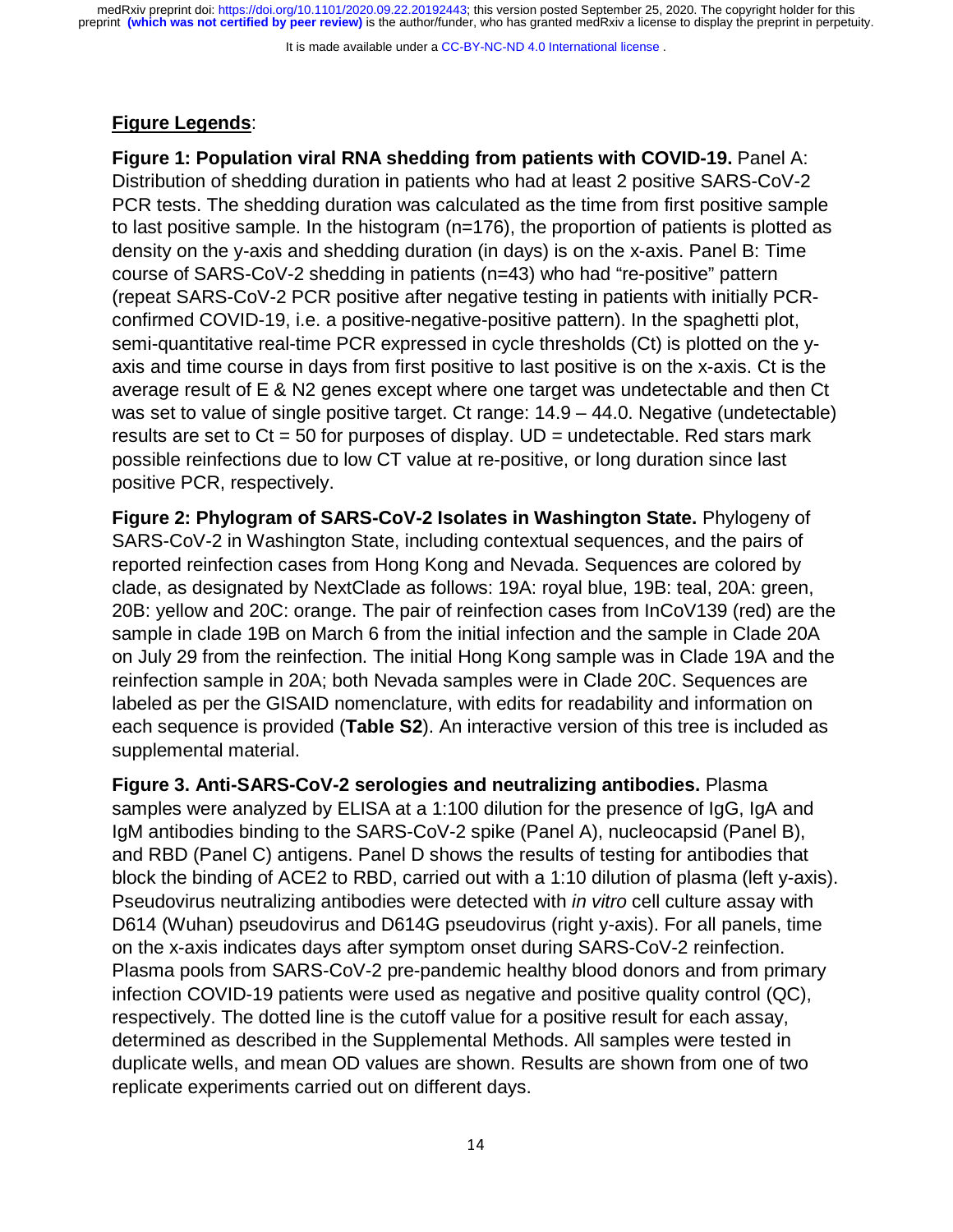## Figure Legends:

**Figure 1: Population viral RNA shedding from patients with COVID-19.** Panel A: Distribution of shedding duration in patients who had at least 2 positive SARS-CoV-2 PCR tests. The shedding duration was calculated as the time from first positive sample to last positive sample. In the histogram (n=176), the proportion of patients is plotted as density on the y-axis and shedding duration (in days) is on the x-axis. Panel B: Time course of SARS-CoV-2 shedding in patients (n=43) who had "re-positive" pattern (repeat SARS-CoV-2 PCR positive after negative testing in patients with initially PCR-confirmed COVID-19, i.e. a positive-negative-positive pattern). In the spaghetti plot, semi-quantitative real-time PCR expressed in cycle thresholds (Ct) is plotted on the y-axis and time course in days from first positive to last positive is on the x-axis. Ct is the average result of E & N2 genes except where one target was undetectable and then Ct was set to value of single positive target. Ct range: 14.9 – 44.0. Negative (undetectable) results are set to Ct = 50 for purposes of display. UD = undetectable. Red stars mark possible reinfections due to low CT value at re-positive, or long duration since last positive PCR, respectively.

**Figure 2: Phylogram of SARS-CoV-2 Isolates in Washington State.** Phylogeny of SARS-CoV-2 in Washington State, including contextual sequences, and the pairs of reported reinfection cases from Hong Kong and Nevada. Sequences are colored by clade, as designated by NextClade as follows: 19A: royal blue, 19B: teal, 20A: green, 20B: yellow and 20C: orange. The pair of reinfection cases from InCoV139 (red) are the sample in clade 19B on March 6 from the initial infection and the sample in Clade 20A on July 29 from the reinfection. The initial Hong Kong sample was in Clade 19A and the reinfection sample in 20A; both Nevada samples were in Clade 20C. Sequences are labeled as per the GISAID nomenclature, with edits for readability and information on each sequence is provided (**Table S2**). An interactive version of this tree is included as supplemental material.

**Figure 3. Anti-SARS-CoV-2 serologies and neutralizing antibodies.** Plasma samples were analyzed by ELISA at a 1:100 dilution for the presence of IgG, IgA and IgM antibodies binding to the SARS-CoV-2 spike (Panel A), nucleocapsid (Panel B), and RBD (Panel C) antigens. Panel D shows the results of testing for antibodies that block the binding of ACE2 to RBD, carried out with a 1:10 dilution of plasma (left y-axis). Pseudovirus neutralizing antibodies were detected with *in vitro* cell culture assay with D614 (Wuhan) pseudovirus and D614G pseudovirus (right y-axis). For all panels, time on the x-axis indicates days after symptom onset during SARS-CoV-2 reinfection. Plasma pools from SARS-CoV-2 pre-pandemic healthy blood donors and from primary infection COVID-19 patients were used as negative and positive quality control (QC), respectively. The dotted line is the cutoff value for a positive result for each assay, determined as described in the Supplemental Methods. All samples were tested in duplicate wells, and mean OD values are shown. Results are shown from one of two replicate experiments carried out on different days.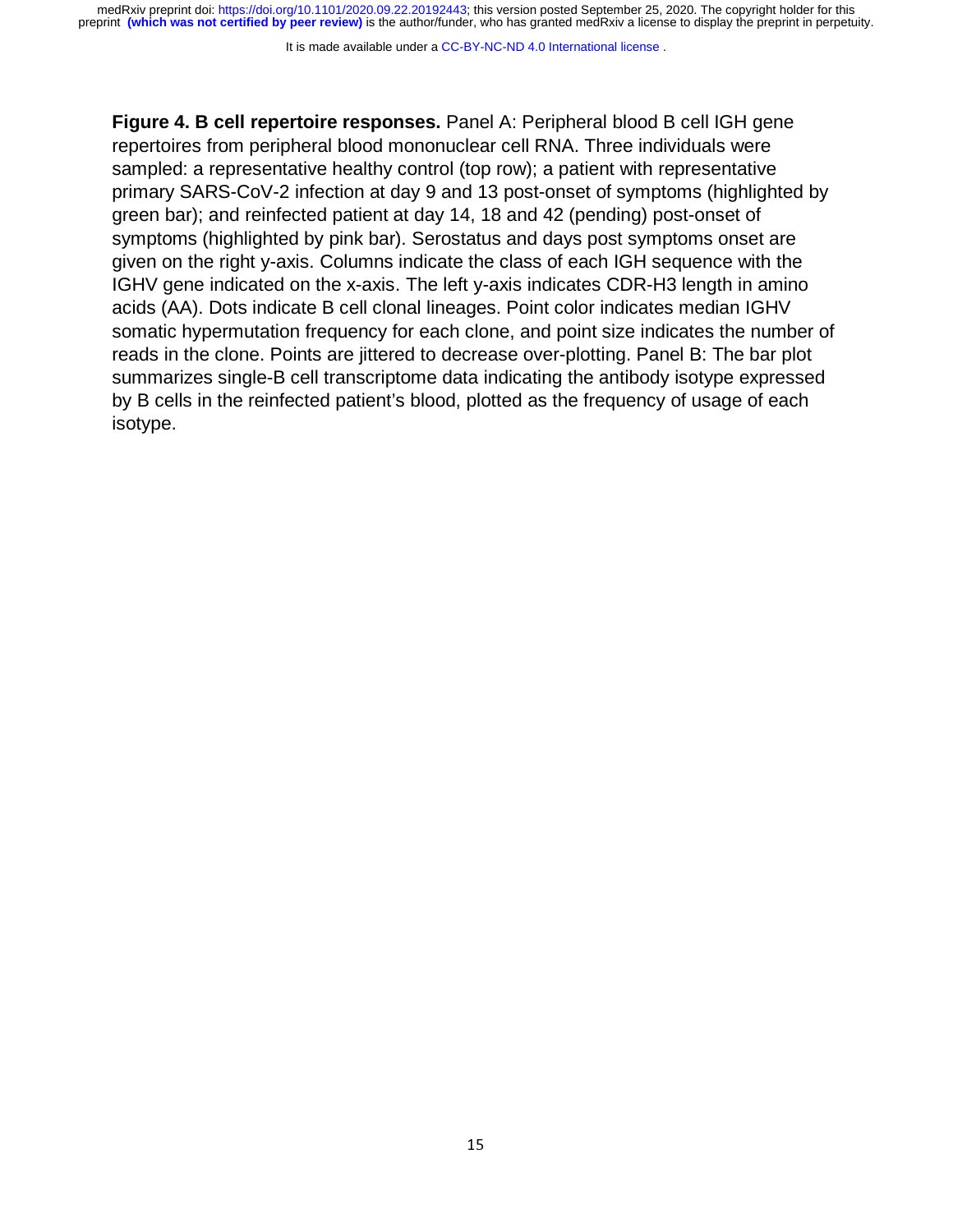**Figure 4. B cell repertoire responses.** Panel A: Peripheral blood B cell IGH gene repertoires from peripheral blood mononuclear cell RNA. Three individuals were sampled: a representative healthy control (top row); a patient with representative primary SARS-CoV-2 infection at day 9 and 13 post-onset of symptoms (highlighted by green bar); and reinfected patient at day 14, 18 and 42 (pending) post-onset of symptoms (highlighted by pink bar). Serostatus and days post symptoms onset are given on the right y-axis. Columns indicate the class of each IGH sequence with the IGHV gene indicated on the x-axis. The left y-axis indicates CDR-H3 length in amino acids (AA). Dots indicate B cell clonal lineages. Point color indicates median IGHV somatic hypermutation frequency for each clone, and point size indicates the number of reads in the clone. Points are jittered to decrease over-plotting. Panel B: The bar plot summarizes single-B cell transcriptome data indicating the antibody isotype expressed by B cells in the reinfected patient's blood, plotted as the frequency of usage of each isotype.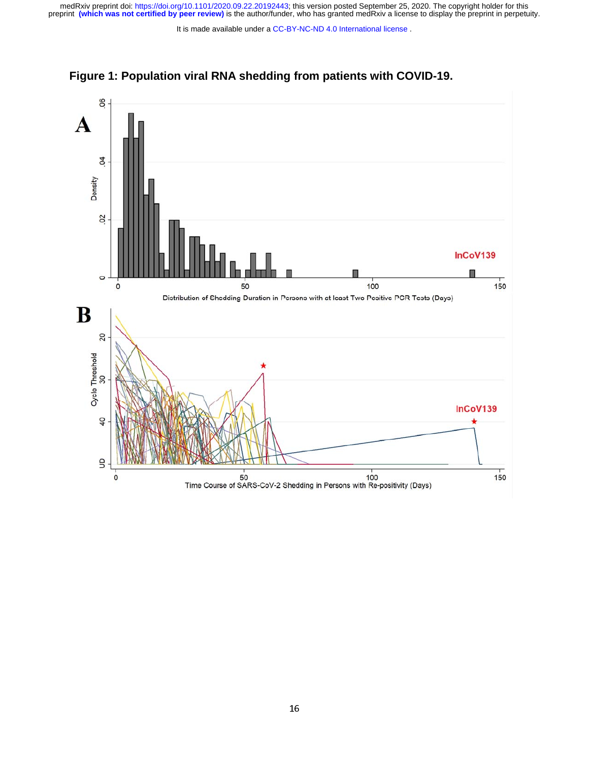# Figure 1: Population viral RNA shedding from patients with COVID-19.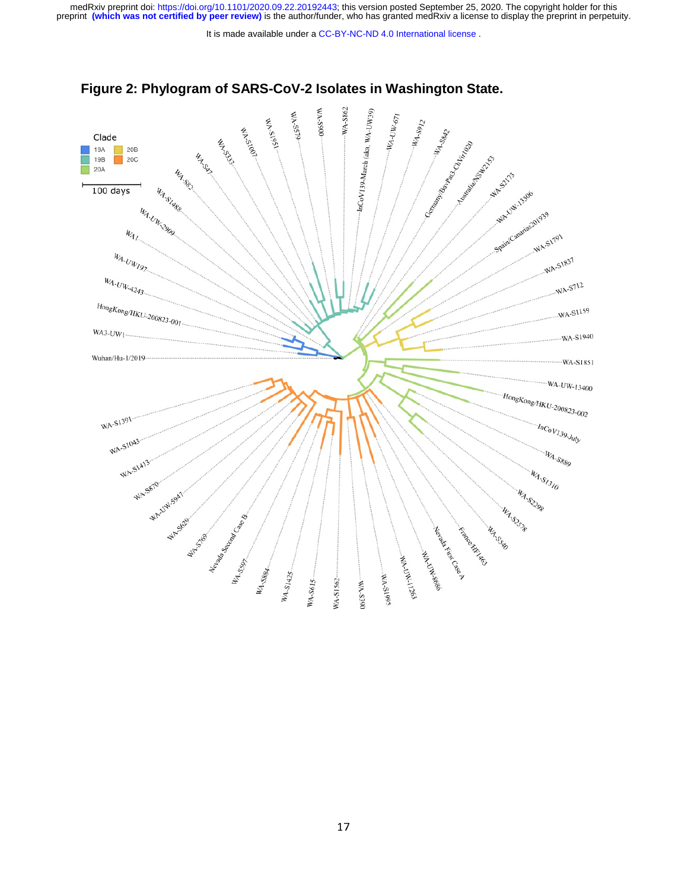**Figure 2: Phylogram of SARS-CoV-2 Isolates in Washington State.**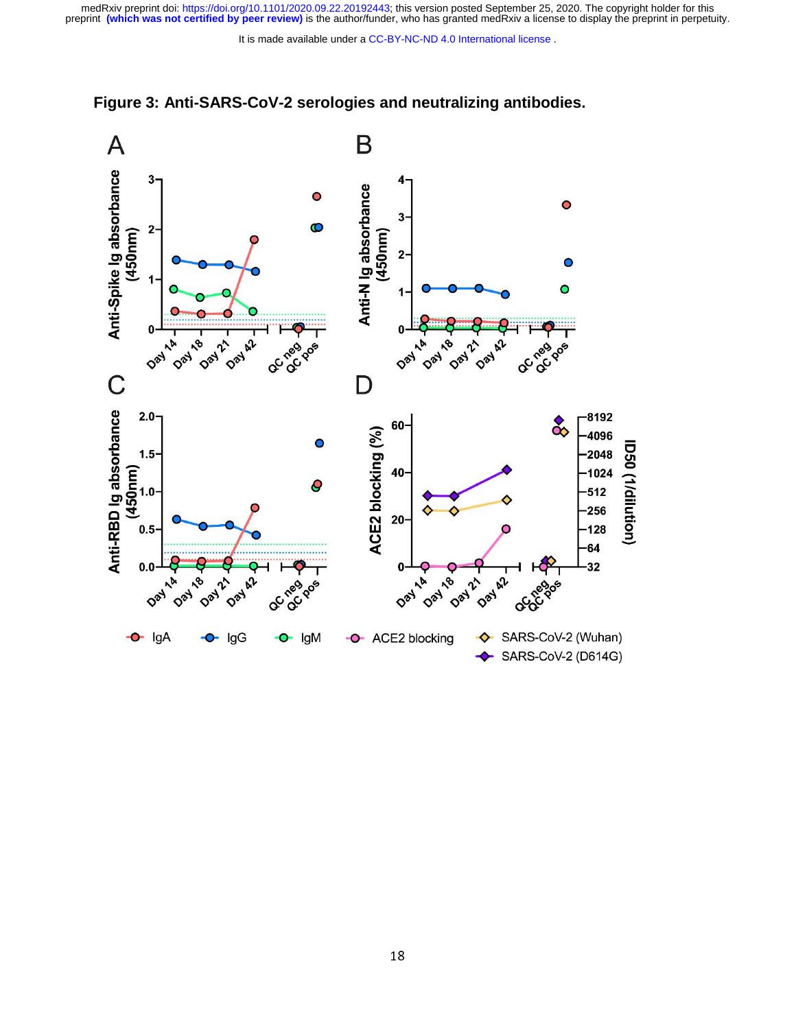**Figure 3: Anti-SARS-CoV-2 serologies and neutralizing antibodies.**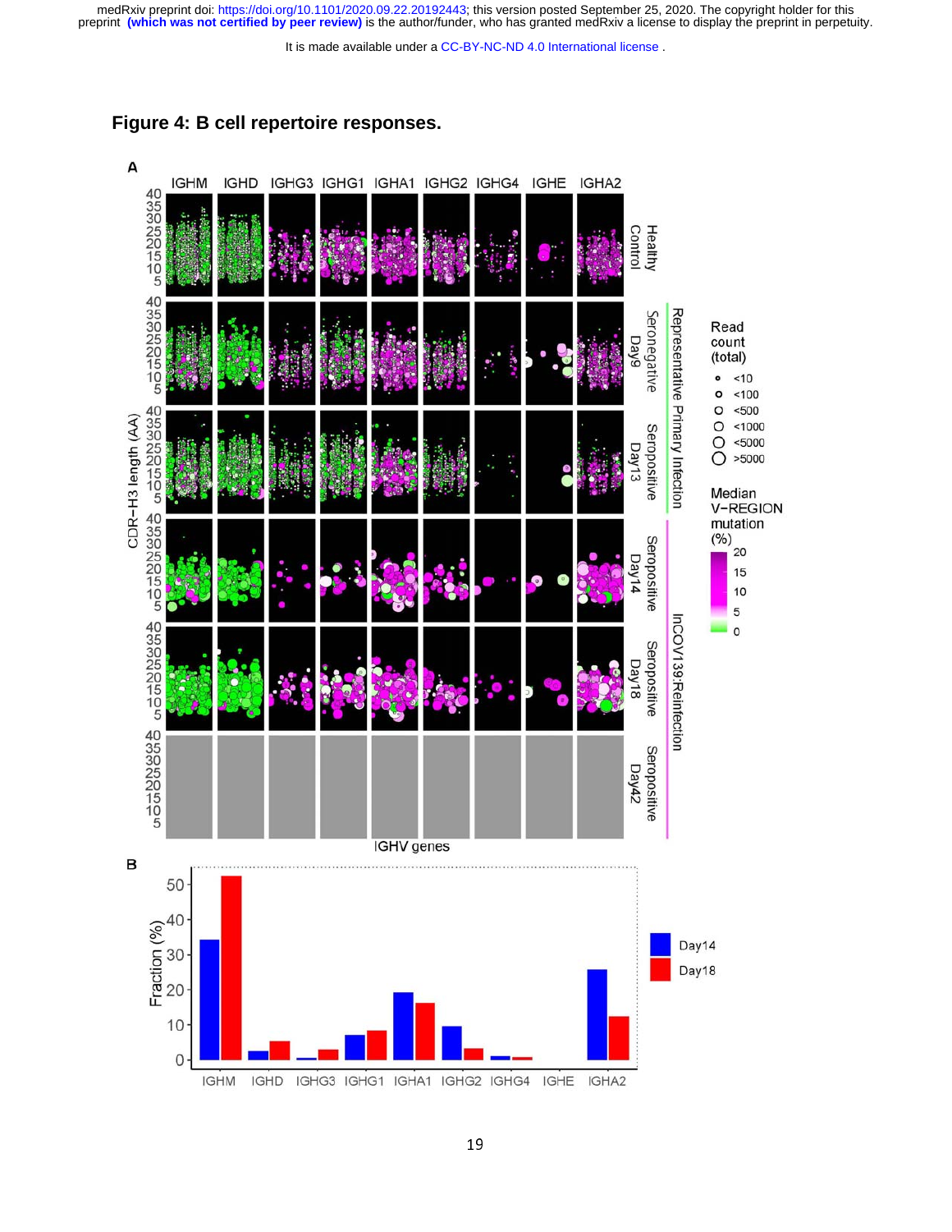# Figure 4: B cell repertoire responses.

A

IGHM IGHD IGHG3 IGHG1 IGHA1 IGHG2 IGHG4 IGHE IGHA2

Healthy Control

Representative Primary Infection: Seronegative Day9; Seropositive Day13

InCOV139:Reinfection: Seropositive Day14; Seropositive Day18; Seropositive Day42

CDR-H3 length (AA)

IGHV genes

Read count (total): <10, <100, <500, <1000, <5000, >5000

Median V-REGION mutation (%): 20, 15, 10, 5, 0

B

Fraction (%)

Day14, Day18

IGHM IGHD IGHG3 IGHG1 IGHA1 IGHG2 IGHG4 IGHE IGHA2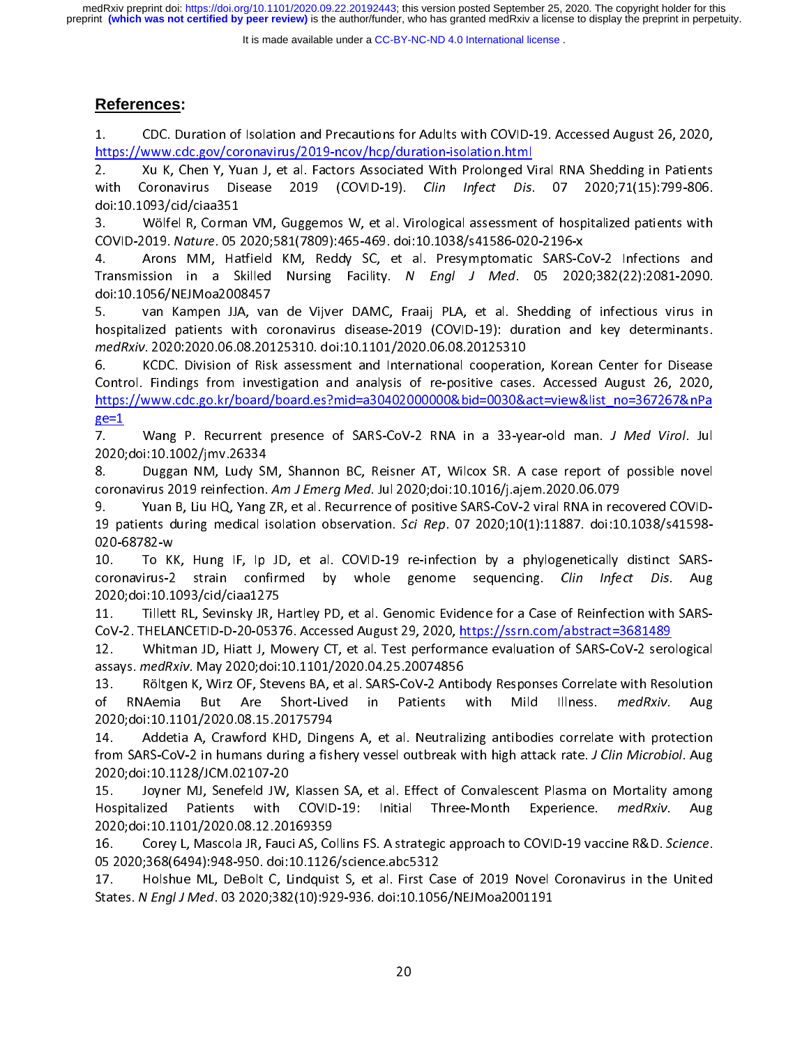## References:

1. CDC. Duration of Isolation and Precautions for Adults with COVID-19. Accessed August 26, 2020, https://www.cdc.gov/coronavirus/2019-ncov/hcp/duration-isolation.html
2. Xu K, Chen Y, Yuan J, et al. Factors Associated With Prolonged Viral RNA Shedding in Patients with Coronavirus Disease 2019 (COVID-19). *Clin Infect Dis.* 07 2020;71(15):799-806. doi:10.1093/cid/ciaa351
3. Wölfel R, Corman VM, Guggemos W, et al. Virological assessment of hospitalized patients with COVID-2019. *Nature*. 05 2020;581(7809):465-469. doi:10.1038/s41586-020-2196-x
4. Arons MM, Hatfield KM, Reddy SC, et al. Presymptomatic SARS-CoV-2 Infections and Transmission in a Skilled Nursing Facility. *N Engl J Med*. 05 2020;382(22):2081-2090. doi:10.1056/NEJMoa2008457
5. van Kampen JJA, van de Vijver DAMC, Fraaij PLA, et al. Shedding of infectious virus in hospitalized patients with coronavirus disease-2019 (COVID-19): duration and key determinants. *medRxiv*. 2020:2020.06.08.20125310. doi:10.1101/2020.06.08.20125310
6. KCDC. Division of Risk assessment and International cooperation, Korean Center for Disease Control. Findings from investigation and analysis of re-positive cases. Accessed August 26, 2020, https://www.cdc.go.kr/board/board.es?mid=a30402000000&bid=0030&act=view&list_no=367267&nPage=1
7. Wang P. Recurrent presence of SARS-CoV-2 RNA in a 33-year-old man. *J Med Virol*. Jul 2020;doi:10.1002/jmv.26334
8. Duggan NM, Ludy SM, Shannon BC, Reisner AT, Wilcox SR. A case report of possible novel coronavirus 2019 reinfection. *Am J Emerg Med*. Jul 2020;doi:10.1016/j.ajem.2020.06.079
9. Yuan B, Liu HQ, Yang ZR, et al. Recurrence of positive SARS-CoV-2 viral RNA in recovered COVID-19 patients during medical isolation observation. *Sci Rep*. 07 2020;10(1):11887. doi:10.1038/s41598-020-68782-w
10. To KK, Hung IF, Ip JD, et al. COVID-19 re-infection by a phylogenetically distinct SARS-coronavirus-2 strain confirmed by whole genome sequencing. *Clin Infect Dis.* Aug 2020;doi:10.1093/cid/ciaa1275
11. Tillett RL, Sevinsky JR, Hartley PD, et al. Genomic Evidence for a Case of Reinfection with SARS-CoV-2. THELANCETID-D-20-05376. Accessed August 29, 2020, https://ssrn.com/abstract=3681489
12. Whitman JD, Hiatt J, Mowery CT, et al. Test performance evaluation of SARS-CoV-2 serological assays. *medRxiv*. May 2020;doi:10.1101/2020.04.25.20074856
13. Röltgen K, Wirz OF, Stevens BA, et al. SARS-CoV-2 Antibody Responses Correlate with Resolution of RNAemia But Are Short-Lived in Patients with Mild Illness. *medRxiv*. Aug 2020;doi:10.1101/2020.08.15.20175794
14. Addetia A, Crawford KHD, Dingens A, et al. Neutralizing antibodies correlate with protection from SARS-CoV-2 in humans during a fishery vessel outbreak with high attack rate. *J Clin Microbiol*. Aug 2020;doi:10.1128/JCM.02107-20
15. Joyner MJ, Senefeld JW, Klassen SA, et al. Effect of Convalescent Plasma on Mortality among Hospitalized Patients with COVID-19: Initial Three-Month Experience. *medRxiv*. Aug 2020;doi:10.1101/2020.08.12.20169359
16. Corey L, Mascola JR, Fauci AS, Collins FS. A strategic approach to COVID-19 vaccine R&D. *Science*. 05 2020;368(6494):948-950. doi:10.1126/science.abc5312
17. Holshue ML, DeBolt C, Lindquist S, et al. First Case of 2019 Novel Coronavirus in the United States. *N Engl J Med*. 03 2020;382(10):929-936. doi:10.1056/NEJMoa2001191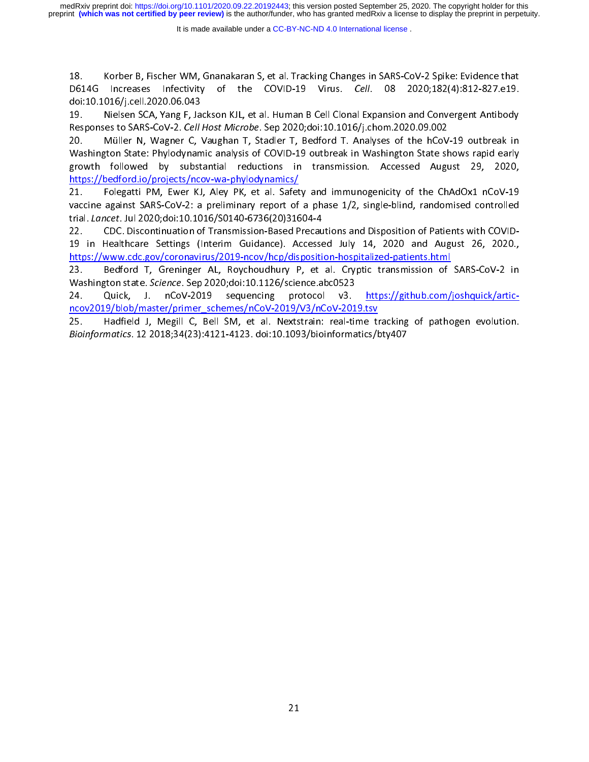18. Korber B, Fischer WM, Gnanakaran S, et al. Tracking Changes in SARS-CoV-2 Spike: Evidence that D614G Increases Infectivity of the COVID-19 Virus. *Cell*. 08 2020;182(4):812-827.e19. doi:10.1016/j.cell.2020.06.043

19. Nielsen SCA, Yang F, Jackson KJL, et al. Human B Cell Clonal Expansion and Convergent Antibody Responses to SARS-CoV-2. *Cell Host Microbe*. Sep 2020;doi:10.1016/j.chom.2020.09.002

20. Müller N, Wagner C, Vaughan T, Stadler T, Bedford T. Analyses of the hCoV-19 outbreak in Washington State: Phylodynamic analysis of COVID-19 outbreak in Washington State shows rapid early growth followed by substantial reductions in transmission. Accessed August 29, 2020, https://bedford.io/projects/ncov-wa-phylodynamics/

21. Folegatti PM, Ewer KJ, Aley PK, et al. Safety and immunogenicity of the ChAdOx1 nCoV-19 vaccine against SARS-CoV-2: a preliminary report of a phase 1/2, single-blind, randomised controlled trial. *Lancet*. Jul 2020;doi:10.1016/S0140-6736(20)31604-4

22. CDC. Discontinuation of Transmission-Based Precautions and Disposition of Patients with COVID-19 in Healthcare Settings (Interim Guidance). Accessed July 14, 2020 and August 26, 2020., https://www.cdc.gov/coronavirus/2019-ncov/hcp/disposition-hospitalized-patients.html

23. Bedford T, Greninger AL, Roychoudhury P, et al. Cryptic transmission of SARS-CoV-2 in Washington state. *Science*. Sep 2020;doi:10.1126/science.abc0523

24. Quick, J. nCoV-2019 sequencing protocol v3. https://github.com/joshquick/artic-ncov2019/blob/master/primer_schemes/nCoV-2019/V3/nCoV-2019.tsv

25. Hadfield J, Megill C, Bell SM, et al. Nextstrain: real-time tracking of pathogen evolution. *Bioinformatics*. 12 2018;34(23):4121-4123. doi:10.1093/bioinformatics/bty407